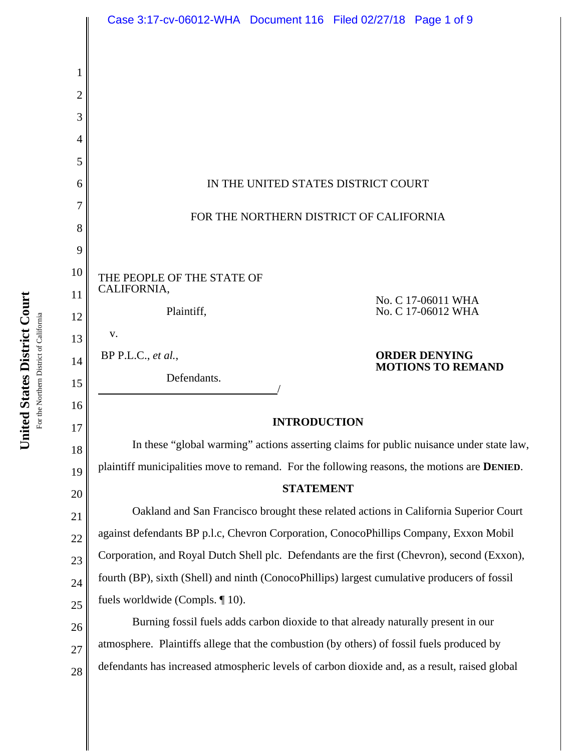IN THE UNITED STATES DISTRICT COURT

FOR THE NORTHERN DISTRICT OF CALIFORNIA

THE PEOPLE OF THE STATE OF CALIFORNIA,

Plaintiff,

v.

BP P.L.C., *et al.*,

Defendants.
/

No. C 17-06011 WHA
No. C 17-06012 WHA

**ORDER DENYING MOTIONS TO REMAND**

## INTRODUCTION

In these "global warming" actions asserting claims for public nuisance under state law, plaintiff municipalities move to remand. For the following reasons, the motions are **DENIED**.

## STATEMENT

Oakland and San Francisco brought these related actions in California Superior Court against defendants BP p.l.c, Chevron Corporation, ConocoPhillips Company, Exxon Mobil Corporation, and Royal Dutch Shell plc. Defendants are the first (Chevron), second (Exxon), fourth (BP), sixth (Shell) and ninth (ConocoPhillips) largest cumulative producers of fossil fuels worldwide (Compls. ¶ 10).

Burning fossil fuels adds carbon dioxide to that already naturally present in our atmosphere. Plaintiffs allege that the combustion (by others) of fossil fuels produced by defendants has increased atmospheric levels of carbon dioxide and, as a result, raised global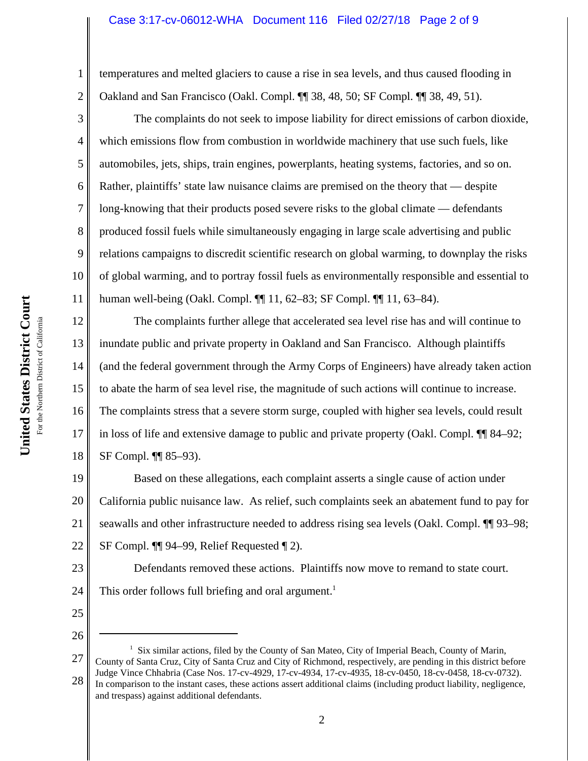temperatures and melted glaciers to cause a rise in sea levels, and thus caused flooding in Oakland and San Francisco (Oakl. Compl. ¶¶ 38, 48, 50; SF Compl. ¶¶ 38, 49, 51).

The complaints do not seek to impose liability for direct emissions of carbon dioxide, which emissions flow from combustion in worldwide machinery that use such fuels, like automobiles, jets, ships, train engines, powerplants, heating systems, factories, and so on. Rather, plaintiffs' state law nuisance claims are premised on the theory that — despite long-knowing that their products posed severe risks to the global climate — defendants produced fossil fuels while simultaneously engaging in large scale advertising and public relations campaigns to discredit scientific research on global warming, to downplay the risks of global warming, and to portray fossil fuels as environmentally responsible and essential to human well-being (Oakl. Compl. ¶¶ 11, 62–83; SF Compl. ¶¶ 11, 63–84).

The complaints further allege that accelerated sea level rise has and will continue to inundate public and private property in Oakland and San Francisco. Although plaintiffs (and the federal government through the Army Corps of Engineers) have already taken action to abate the harm of sea level rise, the magnitude of such actions will continue to increase. The complaints stress that a severe storm surge, coupled with higher sea levels, could result in loss of life and extensive damage to public and private property (Oakl. Compl. ¶¶ 84–92; SF Compl. ¶¶ 85–93).

Based on these allegations, each complaint asserts a single cause of action under California public nuisance law. As relief, such complaints seek an abatement fund to pay for seawalls and other infrastructure needed to address rising sea levels (Oakl. Compl. ¶¶ 93–98; SF Compl. ¶¶ 94–99, Relief Requested ¶ 2).

Defendants removed these actions. Plaintiffs now move to remand to state court. This order follows full briefing and oral argument.[1]

---

[1] Six similar actions, filed by the County of San Mateo, City of Imperial Beach, County of Marin, County of Santa Cruz, City of Santa Cruz and City of Richmond, respectively, are pending in this district before Judge Vince Chhabria (Case Nos. 17-cv-4929, 17-cv-4934, 17-cv-4935, 18-cv-0450, 18-cv-0458, 18-cv-0732). In comparison to the instant cases, these actions assert additional claims (including product liability, negligence, and trespass) against additional defendants.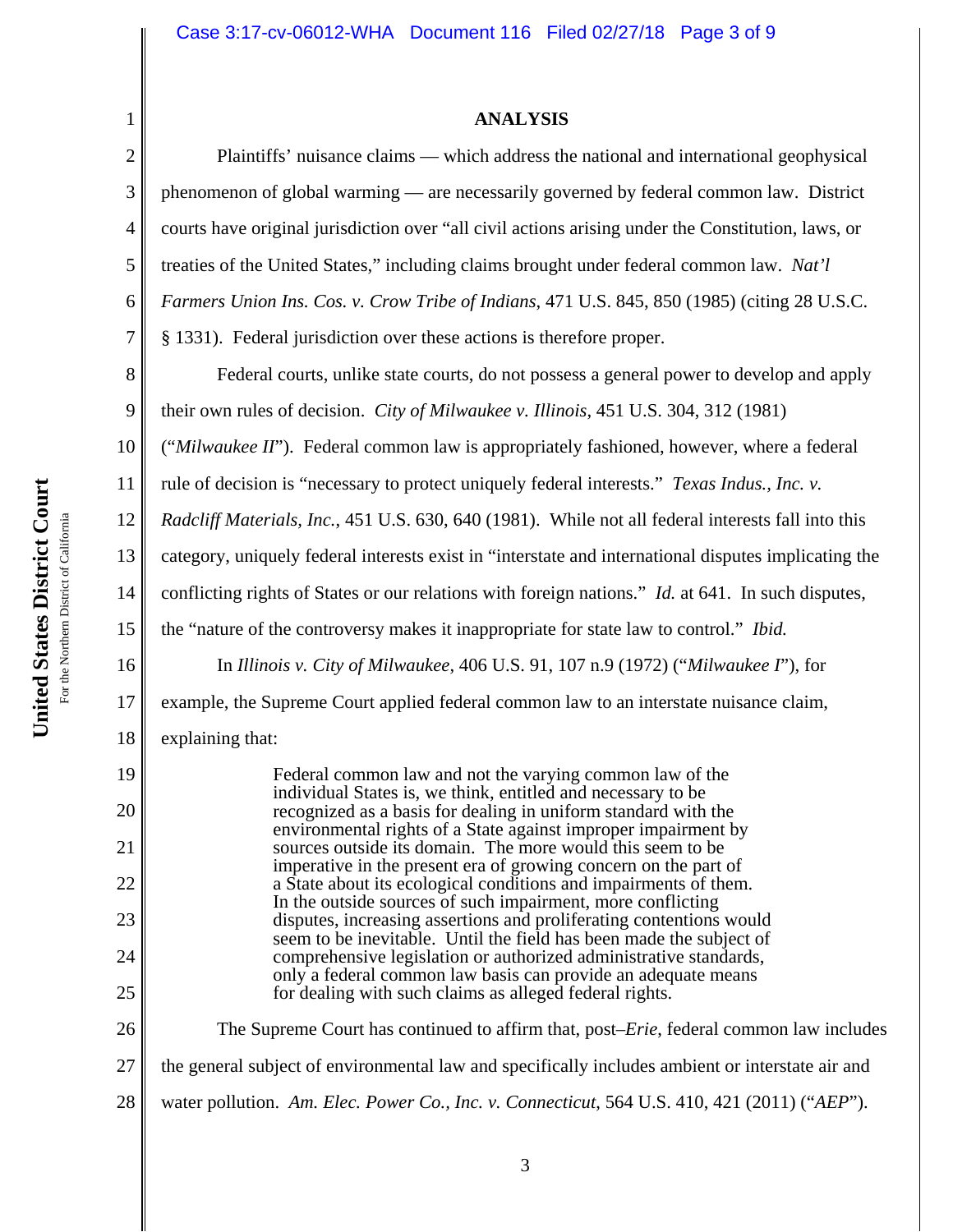## ANALYSIS

Plaintiffs' nuisance claims — which address the national and international geophysical phenomenon of global warming — are necessarily governed by federal common law. District courts have original jurisdiction over "all civil actions arising under the Constitution, laws, or treaties of the United States," including claims brought under federal common law. *Nat'l Farmers Union Ins. Cos. v. Crow Tribe of Indians*, 471 U.S. 845, 850 (1985) (citing 28 U.S.C. § 1331). Federal jurisdiction over these actions is therefore proper.

Federal courts, unlike state courts, do not possess a general power to develop and apply their own rules of decision. *City of Milwaukee v. Illinois*, 451 U.S. 304, 312 (1981) ("*Milwaukee II*"). Federal common law is appropriately fashioned, however, where a federal rule of decision is "necessary to protect uniquely federal interests." *Texas Indus., Inc. v. Radcliff Materials, Inc.*, 451 U.S. 630, 640 (1981). While not all federal interests fall into this category, uniquely federal interests exist in "interstate and international disputes implicating the conflicting rights of States or our relations with foreign nations." *Id.* at 641. In such disputes, the "nature of the controversy makes it inappropriate for state law to control." *Ibid.*

In *Illinois v. City of Milwaukee*, 406 U.S. 91, 107 n.9 (1972) ("*Milwaukee I*"), for example, the Supreme Court applied federal common law to an interstate nuisance claim, explaining that:

> Federal common law and not the varying common law of the individual States is, we think, entitled and necessary to be recognized as a basis for dealing in uniform standard with the environmental rights of a State against improper impairment by sources outside its domain. The more would this seem to be imperative in the present era of growing concern on the part of a State about its ecological conditions and impairments of them. In the outside sources of such impairment, more conflicting disputes, increasing assertions and proliferating contentions would seem to be inevitable. Until the field has been made the subject of comprehensive legislation or authorized administrative standards, only a federal common law basis can provide an adequate means for dealing with such claims as alleged federal rights.

The Supreme Court has continued to affirm that, post–*Erie*, federal common law includes the general subject of environmental law and specifically includes ambient or interstate air and water pollution. *Am. Elec. Power Co., Inc. v. Connecticut*, 564 U.S. 410, 421 (2011) ("*AEP*").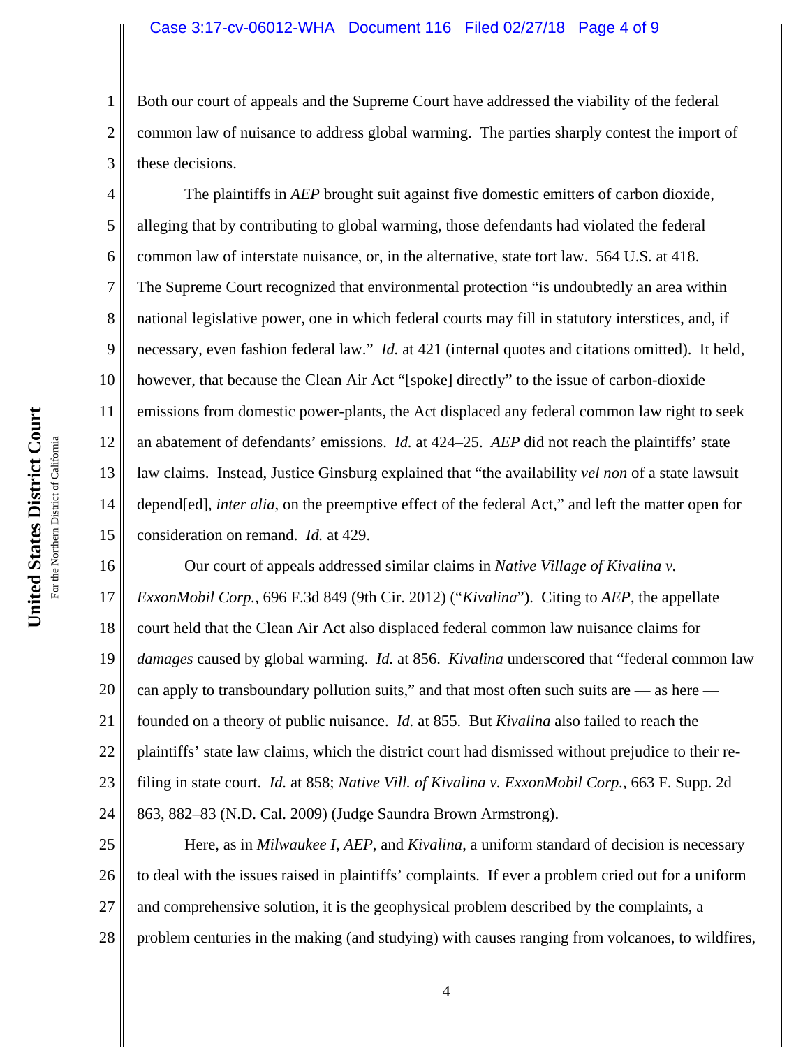Both our court of appeals and the Supreme Court have addressed the viability of the federal common law of nuisance to address global warming. The parties sharply contest the import of these decisions.

The plaintiffs in *AEP* brought suit against five domestic emitters of carbon dioxide, alleging that by contributing to global warming, those defendants had violated the federal common law of interstate nuisance, or, in the alternative, state tort law. 564 U.S. at 418. The Supreme Court recognized that environmental protection "is undoubtedly an area within national legislative power, one in which federal courts may fill in statutory interstices, and, if necessary, even fashion federal law." *Id.* at 421 (internal quotes and citations omitted). It held, however, that because the Clean Air Act "[spoke] directly" to the issue of carbon-dioxide emissions from domestic power-plants, the Act displaced any federal common law right to seek an abatement of defendants' emissions. *Id.* at 424–25. *AEP* did not reach the plaintiffs' state law claims. Instead, Justice Ginsburg explained that "the availability *vel non* of a state lawsuit depend[ed], *inter alia*, on the preemptive effect of the federal Act," and left the matter open for consideration on remand. *Id.* at 429.

Our court of appeals addressed similar claims in *Native Village of Kivalina v. ExxonMobil Corp.*, 696 F.3d 849 (9th Cir. 2012) ("*Kivalina*"). Citing to *AEP*, the appellate court held that the Clean Air Act also displaced federal common law nuisance claims for *damages* caused by global warming. *Id.* at 856. *Kivalina* underscored that "federal common law can apply to transboundary pollution suits," and that most often such suits are — as here — founded on a theory of public nuisance. *Id.* at 855. But *Kivalina* also failed to reach the plaintiffs' state law claims, which the district court had dismissed without prejudice to their re-filing in state court. *Id.* at 858; *Native Vill. of Kivalina v. ExxonMobil Corp.*, 663 F. Supp. 2d 863, 882–83 (N.D. Cal. 2009) (Judge Saundra Brown Armstrong).

Here, as in *Milwaukee I*, *AEP*, and *Kivalina*, a uniform standard of decision is necessary to deal with the issues raised in plaintiffs' complaints. If ever a problem cried out for a uniform and comprehensive solution, it is the geophysical problem described by the complaints, a problem centuries in the making (and studying) with causes ranging from volcanoes, to wildfires,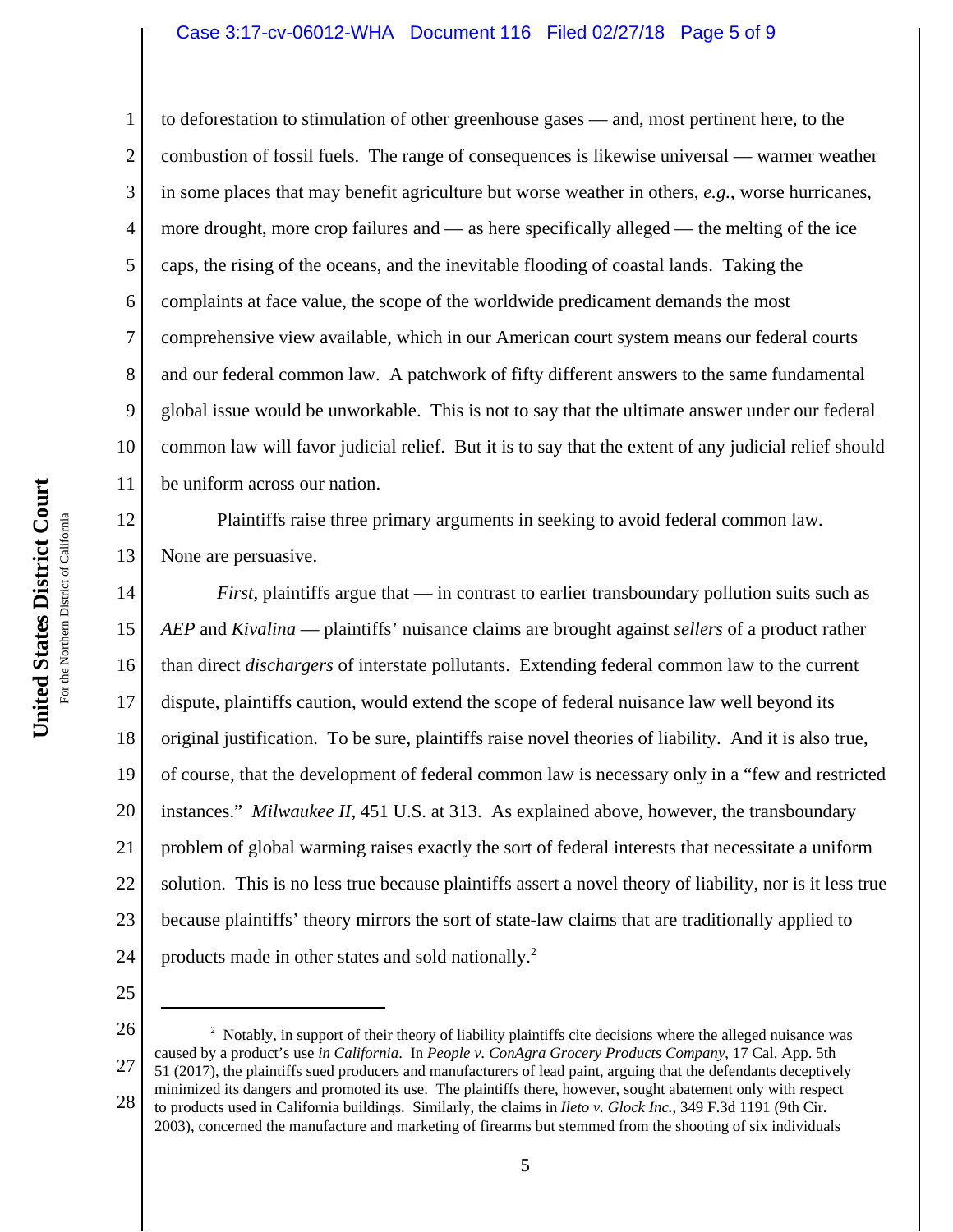to deforestation to stimulation of other greenhouse gases — and, most pertinent here, to the combustion of fossil fuels. The range of consequences is likewise universal — warmer weather in some places that may benefit agriculture but worse weather in others, *e.g.*, worse hurricanes, more drought, more crop failures and — as here specifically alleged — the melting of the ice caps, the rising of the oceans, and the inevitable flooding of coastal lands. Taking the complaints at face value, the scope of the worldwide predicament demands the most comprehensive view available, which in our American court system means our federal courts and our federal common law. A patchwork of fifty different answers to the same fundamental global issue would be unworkable. This is not to say that the ultimate answer under our federal common law will favor judicial relief. But it is to say that the extent of any judicial relief should be uniform across our nation.

Plaintiffs raise three primary arguments in seeking to avoid federal common law. None are persuasive.

*First*, plaintiffs argue that — in contrast to earlier transboundary pollution suits such as *AEP* and *Kivalina* — plaintiffs' nuisance claims are brought against *sellers* of a product rather than direct *dischargers* of interstate pollutants. Extending federal common law to the current dispute, plaintiffs caution, would extend the scope of federal nuisance law well beyond its original justification. To be sure, plaintiffs raise novel theories of liability. And it is also true, of course, that the development of federal common law is necessary only in a "few and restricted instances." *Milwaukee II*, 451 U.S. at 313. As explained above, however, the transboundary problem of global warming raises exactly the sort of federal interests that necessitate a uniform solution. This is no less true because plaintiffs assert a novel theory of liability, nor is it less true because plaintiffs' theory mirrors the sort of state-law claims that are traditionally applied to products made in other states and sold nationally.[2]

---

[2] Notably, in support of their theory of liability plaintiffs cite decisions where the alleged nuisance was caused by a product's use *in California*. In *People v. ConAgra Grocery Products Company*, 17 Cal. App. 5th 51 (2017), the plaintiffs sued producers and manufacturers of lead paint, arguing that the defendants deceptively minimized its dangers and promoted its use. The plaintiffs there, however, sought abatement only with respect to products used in California buildings. Similarly, the claims in *Ileto v. Glock Inc.*, 349 F.3d 1191 (9th Cir. 2003), concerned the manufacture and marketing of firearms but stemmed from the shooting of six individuals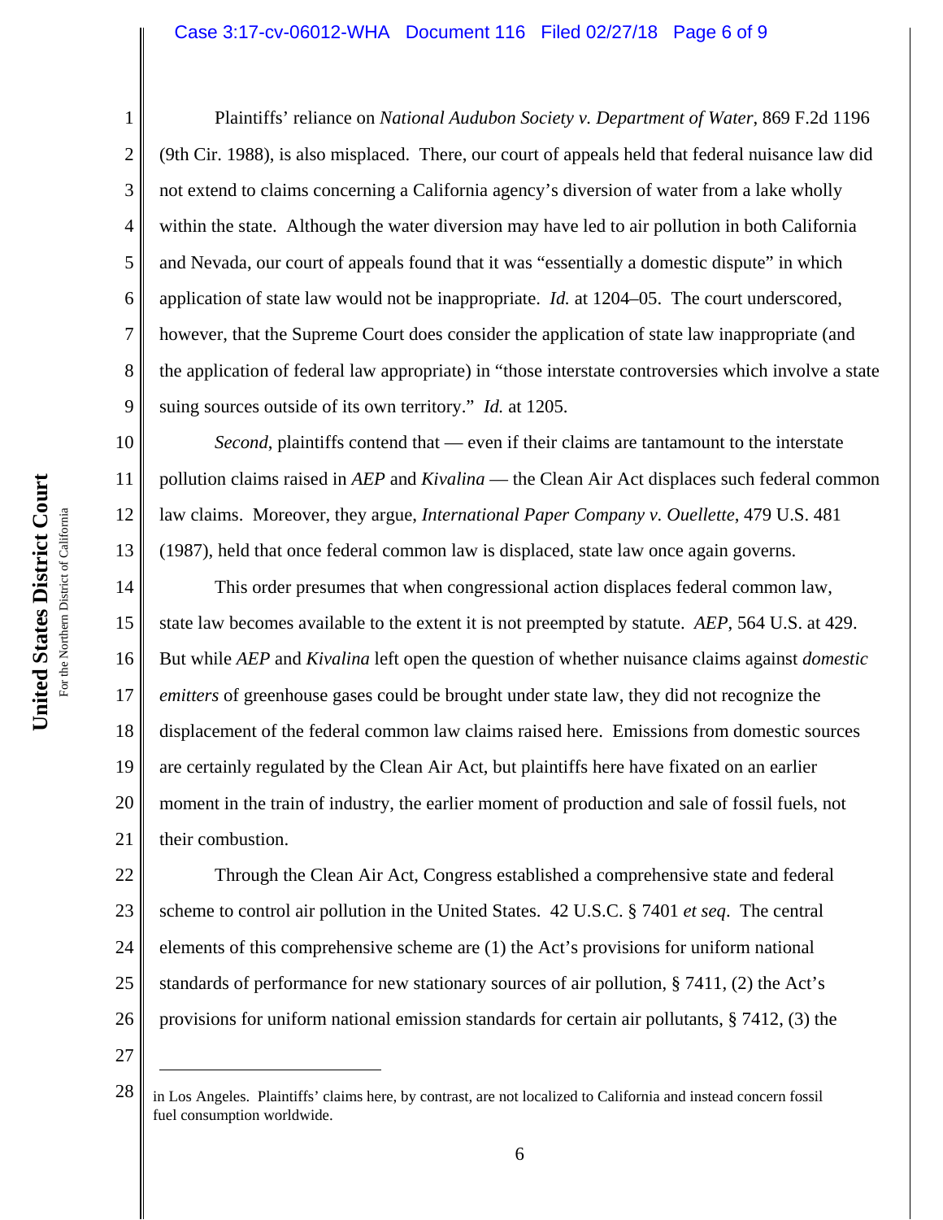Plaintiffs' reliance on *National Audubon Society v. Department of Water*, 869 F.2d 1196 (9th Cir. 1988), is also misplaced. There, our court of appeals held that federal nuisance law did not extend to claims concerning a California agency's diversion of water from a lake wholly within the state. Although the water diversion may have led to air pollution in both California and Nevada, our court of appeals found that it was "essentially a domestic dispute" in which application of state law would not be inappropriate. *Id.* at 1204–05. The court underscored, however, that the Supreme Court does consider the application of state law inappropriate (and the application of federal law appropriate) in "those interstate controversies which involve a state suing sources outside of its own territory." *Id.* at 1205.

*Second*, plaintiffs contend that — even if their claims are tantamount to the interstate pollution claims raised in *AEP* and *Kivalina* — the Clean Air Act displaces such federal common law claims. Moreover, they argue, *International Paper Company v. Ouellette*, 479 U.S. 481 (1987), held that once federal common law is displaced, state law once again governs.

This order presumes that when congressional action displaces federal common law, state law becomes available to the extent it is not preempted by statute. *AEP*, 564 U.S. at 429. But while *AEP* and *Kivalina* left open the question of whether nuisance claims against *domestic emitters* of greenhouse gases could be brought under state law, they did not recognize the displacement of the federal common law claims raised here. Emissions from domestic sources are certainly regulated by the Clean Air Act, but plaintiffs here have fixated on an earlier moment in the train of industry, the earlier moment of production and sale of fossil fuels, not their combustion.

Through the Clean Air Act, Congress established a comprehensive state and federal scheme to control air pollution in the United States. 42 U.S.C. § 7401 *et seq*. The central elements of this comprehensive scheme are (1) the Act's provisions for uniform national standards of performance for new stationary sources of air pollution, § 7411, (2) the Act's provisions for uniform national emission standards for certain air pollutants, § 7412, (3) the

---

in Los Angeles. Plaintiffs' claims here, by contrast, are not localized to California and instead concern fossil fuel consumption worldwide.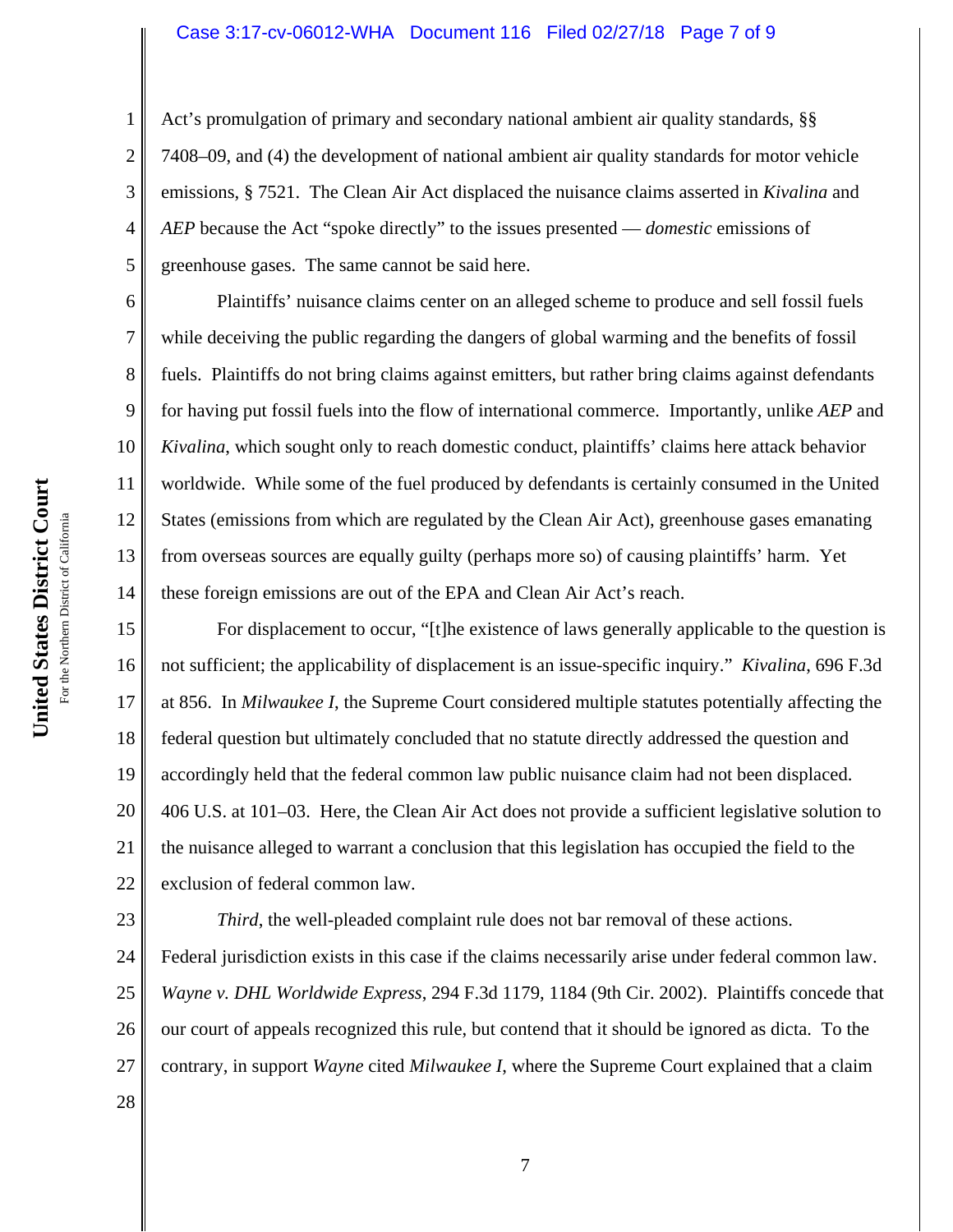Act's promulgation of primary and secondary national ambient air quality standards, §§ 7408–09, and (4) the development of national ambient air quality standards for motor vehicle emissions, § 7521. The Clean Air Act displaced the nuisance claims asserted in *Kivalina* and *AEP* because the Act "spoke directly" to the issues presented — *domestic* emissions of greenhouse gases. The same cannot be said here.

Plaintiffs' nuisance claims center on an alleged scheme to produce and sell fossil fuels while deceiving the public regarding the dangers of global warming and the benefits of fossil fuels. Plaintiffs do not bring claims against emitters, but rather bring claims against defendants for having put fossil fuels into the flow of international commerce. Importantly, unlike *AEP* and *Kivalina*, which sought only to reach domestic conduct, plaintiffs' claims here attack behavior worldwide. While some of the fuel produced by defendants is certainly consumed in the United States (emissions from which are regulated by the Clean Air Act), greenhouse gases emanating from overseas sources are equally guilty (perhaps more so) of causing plaintiffs' harm. Yet these foreign emissions are out of the EPA and Clean Air Act's reach.

For displacement to occur, "[t]he existence of laws generally applicable to the question is not sufficient; the applicability of displacement is an issue-specific inquiry." *Kivalina*, 696 F.3d at 856. In *Milwaukee I*, the Supreme Court considered multiple statutes potentially affecting the federal question but ultimately concluded that no statute directly addressed the question and accordingly held that the federal common law public nuisance claim had not been displaced. 406 U.S. at 101–03. Here, the Clean Air Act does not provide a sufficient legislative solution to the nuisance alleged to warrant a conclusion that this legislation has occupied the field to the exclusion of federal common law.

*Third*, the well-pleaded complaint rule does not bar removal of these actions. Federal jurisdiction exists in this case if the claims necessarily arise under federal common law. *Wayne v. DHL Worldwide Express*, 294 F.3d 1179, 1184 (9th Cir. 2002). Plaintiffs concede that our court of appeals recognized this rule, but contend that it should be ignored as dicta. To the contrary, in support *Wayne* cited *Milwaukee I*, where the Supreme Court explained that a claim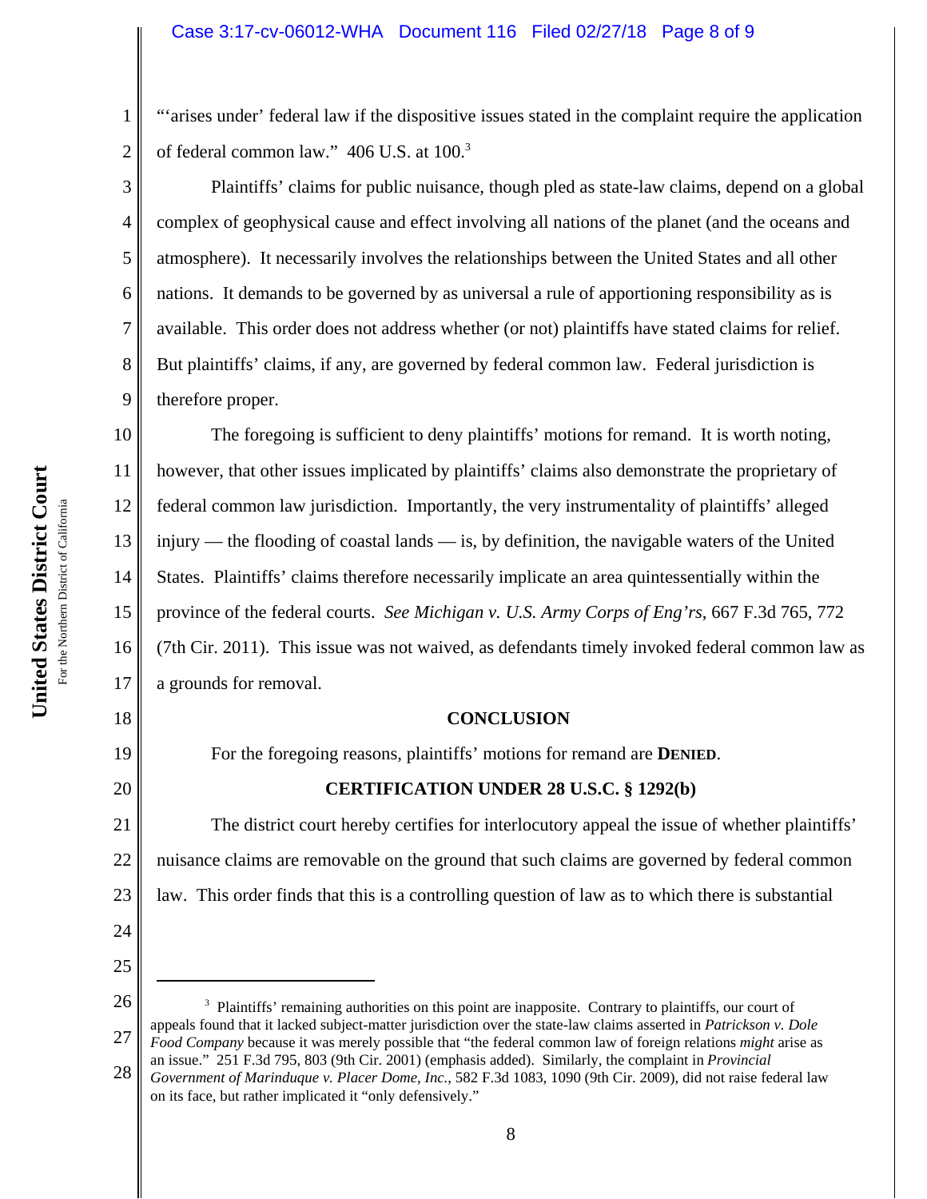"'arises under' federal law if the dispositive issues stated in the complaint require the application of federal common law." 406 U.S. at 100.[3]

Plaintiffs' claims for public nuisance, though pled as state-law claims, depend on a global complex of geophysical cause and effect involving all nations of the planet (and the oceans and atmosphere). It necessarily involves the relationships between the United States and all other nations. It demands to be governed by as universal a rule of apportioning responsibility as is available. This order does not address whether (or not) plaintiffs have stated claims for relief. But plaintiffs' claims, if any, are governed by federal common law. Federal jurisdiction is therefore proper.

The foregoing is sufficient to deny plaintiffs' motions for remand. It is worth noting, however, that other issues implicated by plaintiffs' claims also demonstrate the proprietary of federal common law jurisdiction. Importantly, the very instrumentality of plaintiffs' alleged injury — the flooding of coastal lands — is, by definition, the navigable waters of the United States. Plaintiffs' claims therefore necessarily implicate an area quintessentially within the province of the federal courts. *See Michigan v. U.S. Army Corps of Eng'rs*, 667 F.3d 765, 772 (7th Cir. 2011). This issue was not waived, as defendants timely invoked federal common law as a grounds for removal.

## CONCLUSION

For the foregoing reasons, plaintiffs' motions for remand are **DENIED**.

## CERTIFICATION UNDER 28 U.S.C. § 1292(b)

The district court hereby certifies for interlocutory appeal the issue of whether plaintiffs' nuisance claims are removable on the ground that such claims are governed by federal common law. This order finds that this is a controlling question of law as to which there is substantial

---

[3] Plaintiffs' remaining authorities on this point are inapposite. Contrary to plaintiffs, our court of appeals found that it lacked subject-matter jurisdiction over the state-law claims asserted in *Patrickson v. Dole Food Company* because it was merely possible that "the federal common law of foreign relations *might* arise as an issue." 251 F.3d 795, 803 (9th Cir. 2001) (emphasis added). Similarly, the complaint in *Provincial Government of Marinduque v. Placer Dome, Inc.*, 582 F.3d 1083, 1090 (9th Cir. 2009), did not raise federal law on its face, but rather implicated it "only defensively."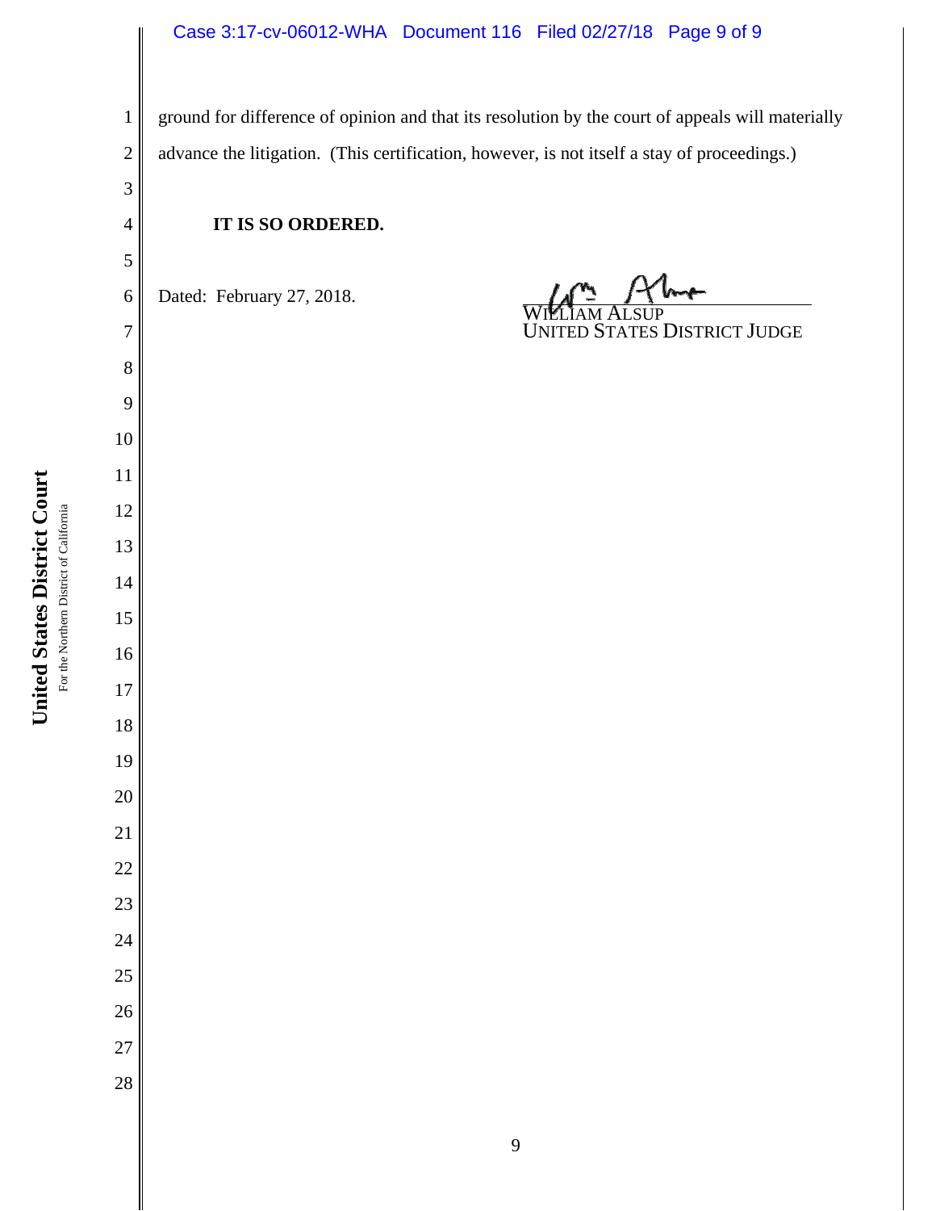ground for difference of opinion and that its resolution by the court of appeals will materially advance the litigation. (This certification, however, is not itself a stay of proceedings.)

**IT IS SO ORDERED.**

Dated: February 27, 2018.

WILLIAM ALSUP
UNITED STATES DISTRICT JUDGE